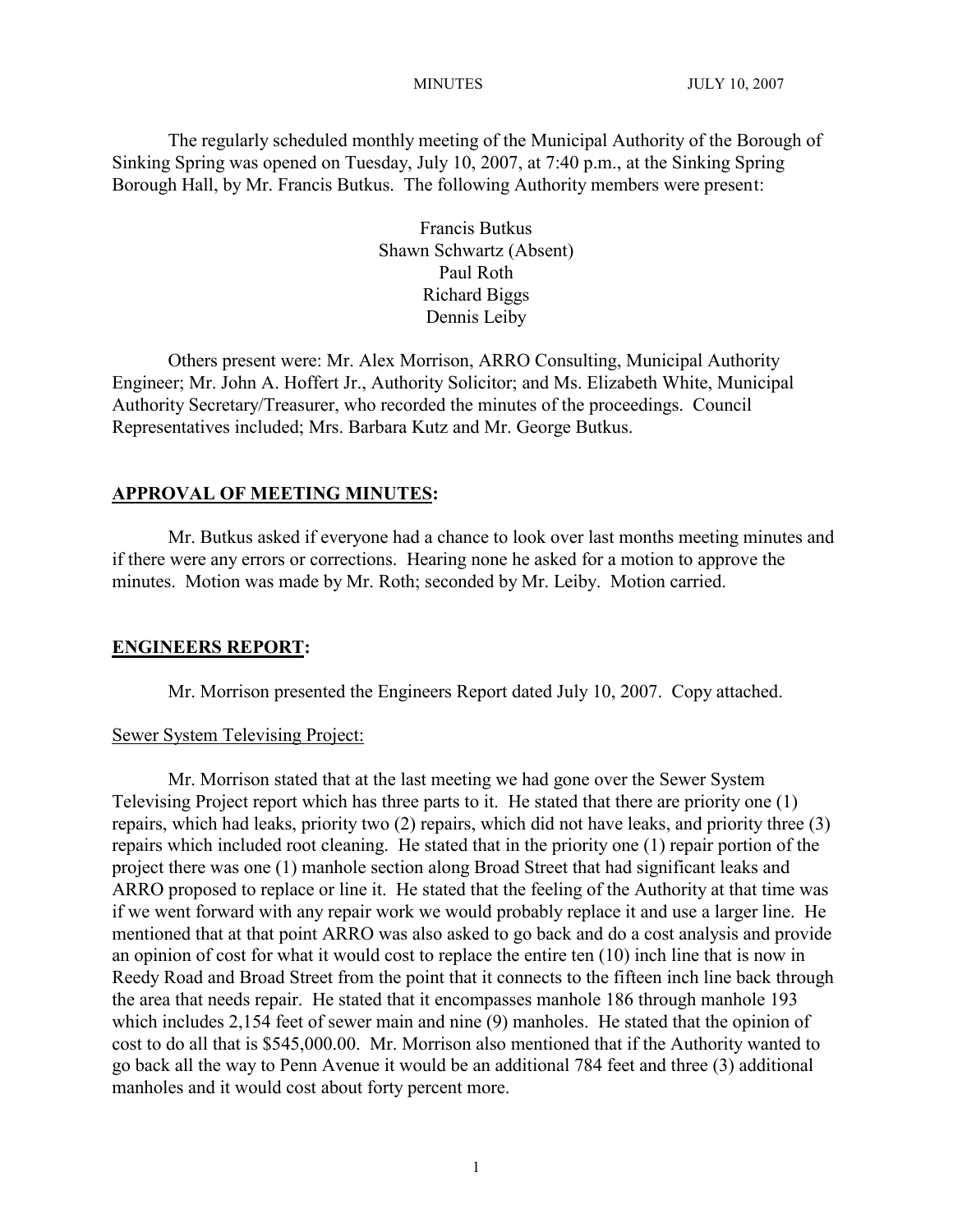The regularly scheduled monthly meeting of the Municipal Authority of the Borough of Sinking Spring was opened on Tuesday, July 10, 2007, at 7:40 p.m., at the Sinking Spring Borough Hall, by Mr. Francis Butkus. The following Authority members were present:

Francis Butkus
Shawn Schwartz (Absent)
Paul Roth
Richard Biggs
Dennis Leiby

Others present were: Mr. Alex Morrison, ARRO Consulting, Municipal Authority Engineer; Mr. John A. Hoffert Jr., Authority Solicitor; and Ms. Elizabeth White, Municipal Authority Secretary/Treasurer, who recorded the minutes of the proceedings. Council Representatives included; Mrs. Barbara Kutz and Mr. George Butkus.

## APPROVAL OF MEETING MINUTES:

Mr. Butkus asked if everyone had a chance to look over last months meeting minutes and if there were any errors or corrections. Hearing none he asked for a motion to approve the minutes. Motion was made by Mr. Roth; seconded by Mr. Leiby. Motion carried.

## ENGINEERS REPORT:

Mr. Morrison presented the Engineers Report dated July 10, 2007. Copy attached.

Sewer System Televising Project:

Mr. Morrison stated that at the last meeting we had gone over the Sewer System Televising Project report which has three parts to it. He stated that there are priority one (1) repairs, which had leaks, priority two (2) repairs, which did not have leaks, and priority three (3) repairs which included root cleaning. He stated that in the priority one (1) repair portion of the project there was one (1) manhole section along Broad Street that had significant leaks and ARRO proposed to replace or line it. He stated that the feeling of the Authority at that time was if we went forward with any repair work we would probably replace it and use a larger line. He mentioned that at that point ARRO was also asked to go back and do a cost analysis and provide an opinion of cost for what it would cost to replace the entire ten (10) inch line that is now in Reedy Road and Broad Street from the point that it connects to the fifteen inch line back through the area that needs repair. He stated that it encompasses manhole 186 through manhole 193 which includes 2,154 feet of sewer main and nine (9) manholes. He stated that the opinion of cost to do all that is $545,000.00. Mr. Morrison also mentioned that if the Authority wanted to go back all the way to Penn Avenue it would be an additional 784 feet and three (3) additional manholes and it would cost about forty percent more.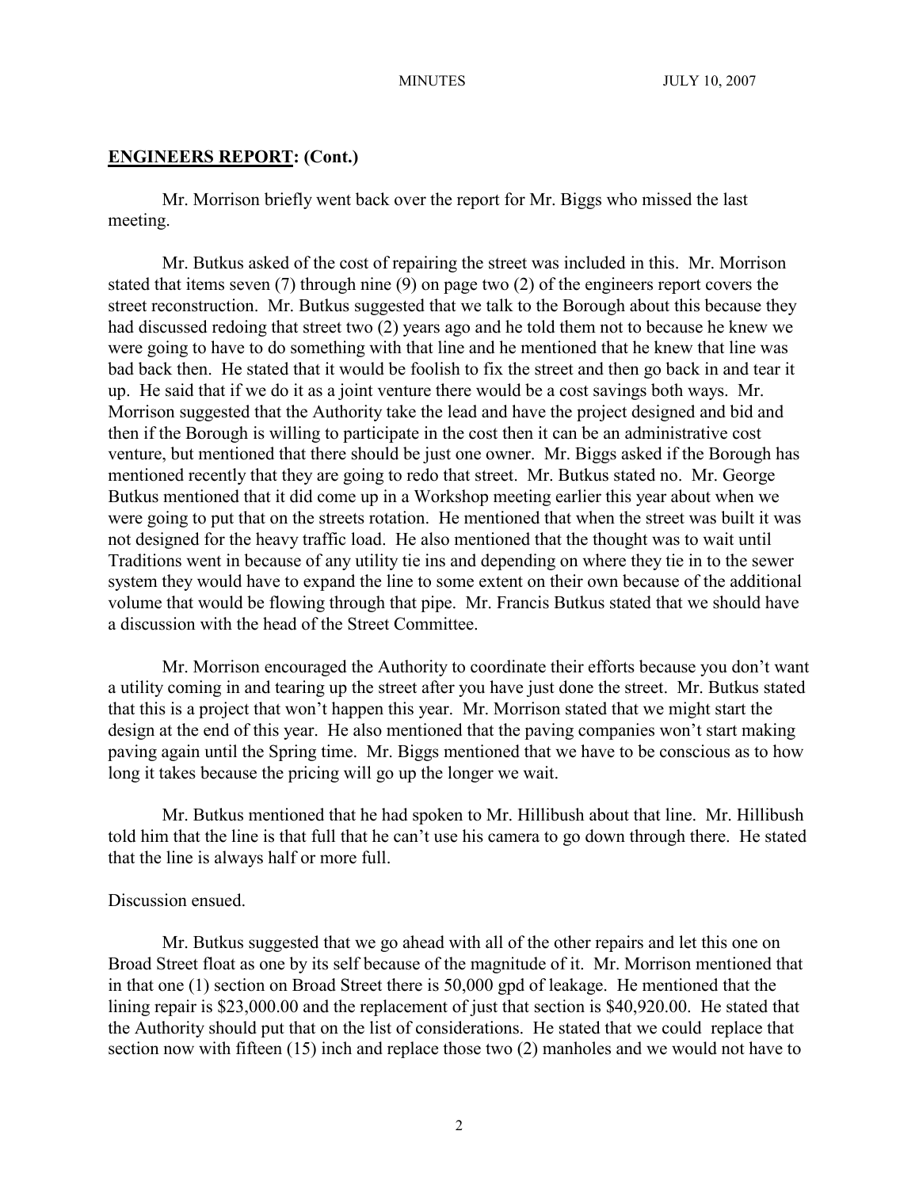## **ENGINEERS REPORT: (Cont.)**

Mr. Morrison briefly went back over the report for Mr. Biggs who missed the last meeting.

Mr. Butkus asked of the cost of repairing the street was included in this. Mr. Morrison stated that items seven (7) through nine (9) on page two (2) of the engineers report covers the street reconstruction. Mr. Butkus suggested that we talk to the Borough about this because they had discussed redoing that street two (2) years ago and he told them not to because he knew we were going to have to do something with that line and he mentioned that he knew that line was bad back then. He stated that it would be foolish to fix the street and then go back in and tear it up. He said that if we do it as a joint venture there would be a cost savings both ways. Mr. Morrison suggested that the Authority take the lead and have the project designed and bid and then if the Borough is willing to participate in the cost then it can be an administrative cost venture, but mentioned that there should be just one owner. Mr. Biggs asked if the Borough has mentioned recently that they are going to redo that street. Mr. Butkus stated no. Mr. George Butkus mentioned that it did come up in a Workshop meeting earlier this year about when we were going to put that on the streets rotation. He mentioned that when the street was built it was not designed for the heavy traffic load. He also mentioned that the thought was to wait until Traditions went in because of any utility tie ins and depending on where they tie in to the sewer system they would have to expand the line to some extent on their own because of the additional volume that would be flowing through that pipe. Mr. Francis Butkus stated that we should have a discussion with the head of the Street Committee.

Mr. Morrison encouraged the Authority to coordinate their efforts because you don't want a utility coming in and tearing up the street after you have just done the street. Mr. Butkus stated that this is a project that won't happen this year. Mr. Morrison stated that we might start the design at the end of this year. He also mentioned that the paving companies won't start making paving again until the Spring time. Mr. Biggs mentioned that we have to be conscious as to how long it takes because the pricing will go up the longer we wait.

Mr. Butkus mentioned that he had spoken to Mr. Hillibush about that line. Mr. Hillibush told him that the line is that full that he can't use his camera to go down through there. He stated that the line is always half or more full.

Discussion ensued.

Mr. Butkus suggested that we go ahead with all of the other repairs and let this one on Broad Street float as one by its self because of the magnitude of it. Mr. Morrison mentioned that in that one (1) section on Broad Street there is 50,000 gpd of leakage. He mentioned that the lining repair is $23,000.00 and the replacement of just that section is $40,920.00. He stated that the Authority should put that on the list of considerations. He stated that we could replace that section now with fifteen (15) inch and replace those two (2) manholes and we would not have to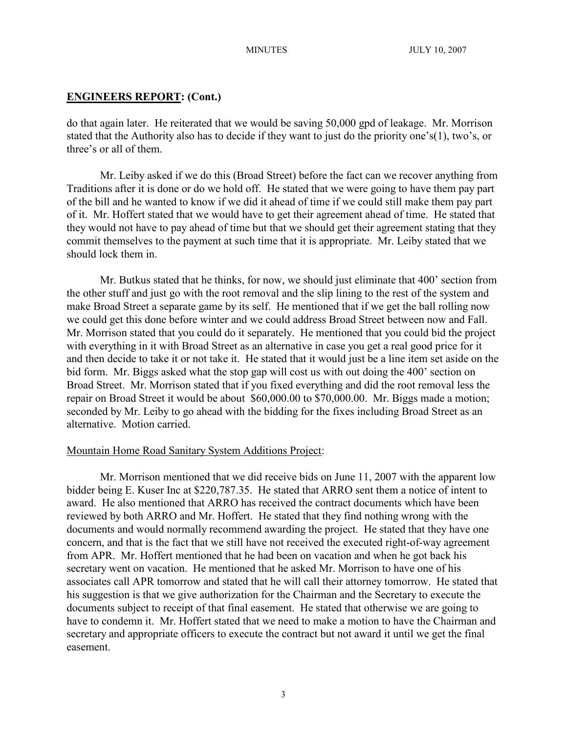**ENGINEERS REPORT: (Cont.)**

do that again later. He reiterated that we would be saving 50,000 gpd of leakage. Mr. Morrison stated that the Authority also has to decide if they want to just do the priority one's(1), two's, or three's or all of them.

Mr. Leiby asked if we do this (Broad Street) before the fact can we recover anything from Traditions after it is done or do we hold off. He stated that we were going to have them pay part of the bill and he wanted to know if we did it ahead of time if we could still make them pay part of it. Mr. Hoffert stated that we would have to get their agreement ahead of time. He stated that they would not have to pay ahead of time but that we should get their agreement stating that they commit themselves to the payment at such time that it is appropriate. Mr. Leiby stated that we should lock them in.

Mr. Butkus stated that he thinks, for now, we should just eliminate that 400' section from the other stuff and just go with the root removal and the slip lining to the rest of the system and make Broad Street a separate game by its self. He mentioned that if we get the ball rolling now we could get this done before winter and we could address Broad Street between now and Fall. Mr. Morrison stated that you could do it separately. He mentioned that you could bid the project with everything in it with Broad Street as an alternative in case you get a real good price for it and then decide to take it or not take it. He stated that it would just be a line item set aside on the bid form. Mr. Biggs asked what the stop gap will cost us with out doing the 400' section on Broad Street. Mr. Morrison stated that if you fixed everything and did the root removal less the repair on Broad Street it would be about \$60,000.00 to \$70,000.00. Mr. Biggs made a motion; seconded by Mr. Leiby to go ahead with the bidding for the fixes including Broad Street as an alternative. Motion carried.

Mountain Home Road Sanitary System Additions Project:

Mr. Morrison mentioned that we did receive bids on June 11, 2007 with the apparent low bidder being E. Kuser Inc at \$220,787.35. He stated that ARRO sent them a notice of intent to award. He also mentioned that ARRO has received the contract documents which have been reviewed by both ARRO and Mr. Hoffert. He stated that they find nothing wrong with the documents and would normally recommend awarding the project. He stated that they have one concern, and that is the fact that we still have not received the executed right-of-way agreement from APR. Mr. Hoffert mentioned that he had been on vacation and when he got back his secretary went on vacation. He mentioned that he asked Mr. Morrison to have one of his associates call APR tomorrow and stated that he will call their attorney tomorrow. He stated that his suggestion is that we give authorization for the Chairman and the Secretary to execute the documents subject to receipt of that final easement. He stated that otherwise we are going to have to condemn it. Mr. Hoffert stated that we need to make a motion to have the Chairman and secretary and appropriate officers to execute the contract but not award it until we get the final easement.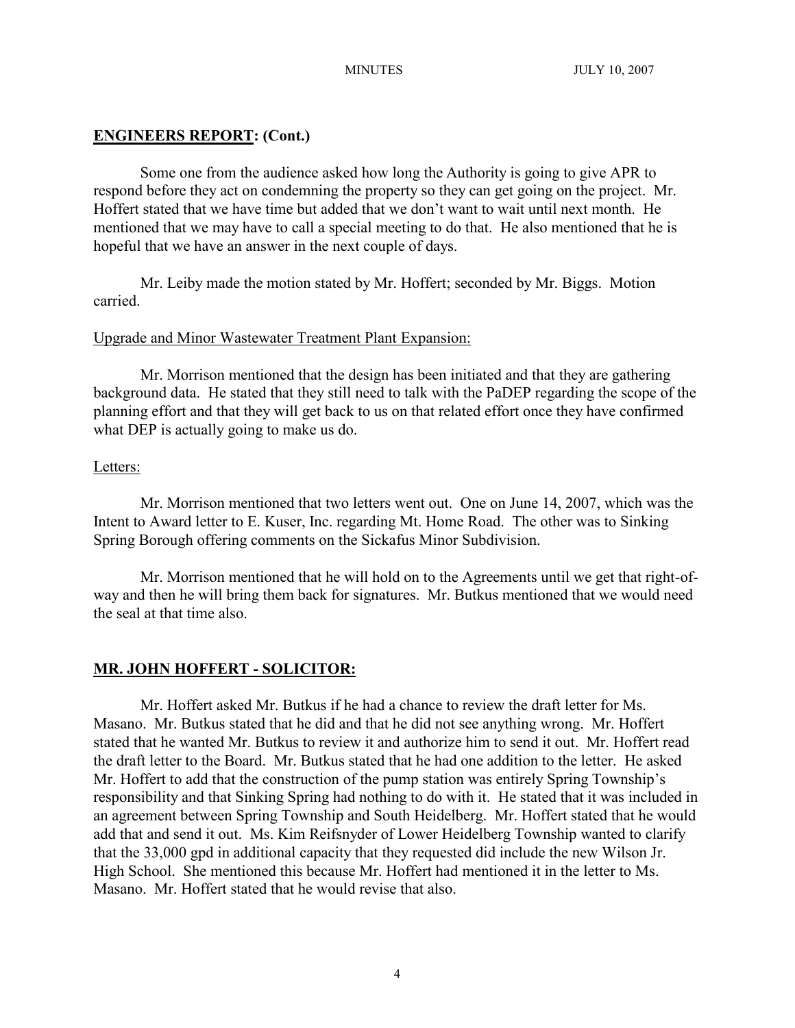## **ENGINEERS REPORT: (Cont.)**

Some one from the audience asked how long the Authority is going to give APR to respond before they act on condemning the property so they can get going on the project. Mr. Hoffert stated that we have time but added that we don't want to wait until next month. He mentioned that we may have to call a special meeting to do that. He also mentioned that he is hopeful that we have an answer in the next couple of days.

Mr. Leiby made the motion stated by Mr. Hoffert; seconded by Mr. Biggs. Motion carried.

Upgrade and Minor Wastewater Treatment Plant Expansion:

Mr. Morrison mentioned that the design has been initiated and that they are gathering background data. He stated that they still need to talk with the PaDEP regarding the scope of the planning effort and that they will get back to us on that related effort once they have confirmed what DEP is actually going to make us do.

Letters:

Mr. Morrison mentioned that two letters went out. One on June 14, 2007, which was the Intent to Award letter to E. Kuser, Inc. regarding Mt. Home Road. The other was to Sinking Spring Borough offering comments on the Sickafus Minor Subdivision.

Mr. Morrison mentioned that he will hold on to the Agreements until we get that right-of-way and then he will bring them back for signatures. Mr. Butkus mentioned that we would need the seal at that time also.

## **MR. JOHN HOFFERT - SOLICITOR:**

Mr. Hoffert asked Mr. Butkus if he had a chance to review the draft letter for Ms. Masano. Mr. Butkus stated that he did and that he did not see anything wrong. Mr. Hoffert stated that he wanted Mr. Butkus to review it and authorize him to send it out. Mr. Hoffert read the draft letter to the Board. Mr. Butkus stated that he had one addition to the letter. He asked Mr. Hoffert to add that the construction of the pump station was entirely Spring Township's responsibility and that Sinking Spring had nothing to do with it. He stated that it was included in an agreement between Spring Township and South Heidelberg. Mr. Hoffert stated that he would add that and send it out. Ms. Kim Reifsnyder of Lower Heidelberg Township wanted to clarify that the 33,000 gpd in additional capacity that they requested did include the new Wilson Jr. High School. She mentioned this because Mr. Hoffert had mentioned it in the letter to Ms. Masano. Mr. Hoffert stated that he would revise that also.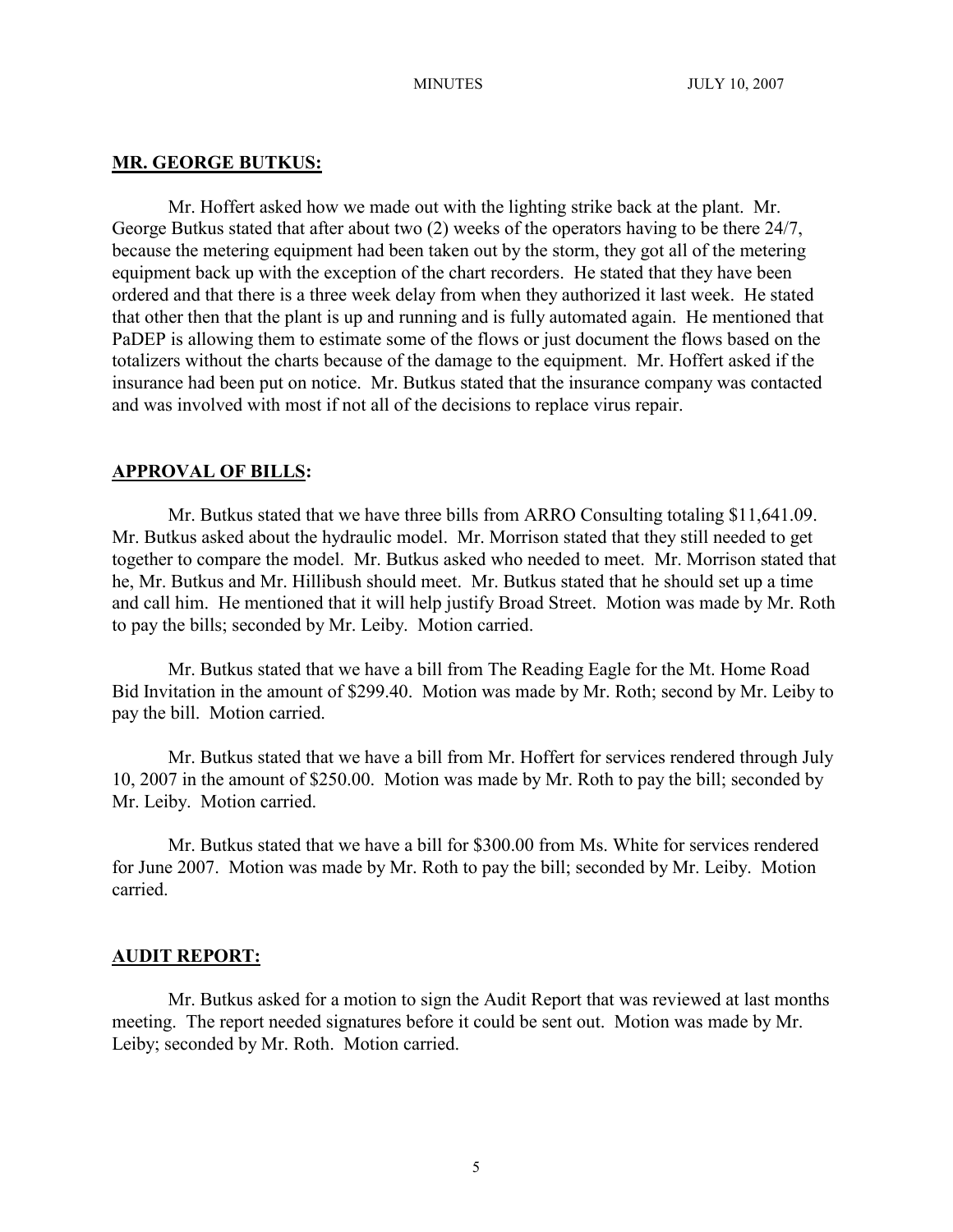## MR. GEORGE BUTKUS:

Mr. Hoffert asked how we made out with the lighting strike back at the plant. Mr. George Butkus stated that after about two (2) weeks of the operators having to be there 24/7, because the metering equipment had been taken out by the storm, they got all of the metering equipment back up with the exception of the chart recorders. He stated that they have been ordered and that there is a three week delay from when they authorized it last week. He stated that other then that the plant is up and running and is fully automated again. He mentioned that PaDEP is allowing them to estimate some of the flows or just document the flows based on the totalizers without the charts because of the damage to the equipment. Mr. Hoffert asked if the insurance had been put on notice. Mr. Butkus stated that the insurance company was contacted and was involved with most if not all of the decisions to replace virus repair.

## APPROVAL OF BILLS:

Mr. Butkus stated that we have three bills from ARRO Consulting totaling $11,641.09. Mr. Butkus asked about the hydraulic model. Mr. Morrison stated that they still needed to get together to compare the model. Mr. Butkus asked who needed to meet. Mr. Morrison stated that he, Mr. Butkus and Mr. Hillibush should meet. Mr. Butkus stated that he should set up a time and call him. He mentioned that it will help justify Broad Street. Motion was made by Mr. Roth to pay the bills; seconded by Mr. Leiby. Motion carried.

Mr. Butkus stated that we have a bill from The Reading Eagle for the Mt. Home Road Bid Invitation in the amount of $299.40. Motion was made by Mr. Roth; second by Mr. Leiby to pay the bill. Motion carried.

Mr. Butkus stated that we have a bill from Mr. Hoffert for services rendered through July 10, 2007 in the amount of $250.00. Motion was made by Mr. Roth to pay the bill; seconded by Mr. Leiby. Motion carried.

Mr. Butkus stated that we have a bill for $300.00 from Ms. White for services rendered for June 2007. Motion was made by Mr. Roth to pay the bill; seconded by Mr. Leiby. Motion carried.

## AUDIT REPORT:

Mr. Butkus asked for a motion to sign the Audit Report that was reviewed at last months meeting. The report needed signatures before it could be sent out. Motion was made by Mr. Leiby; seconded by Mr. Roth. Motion carried.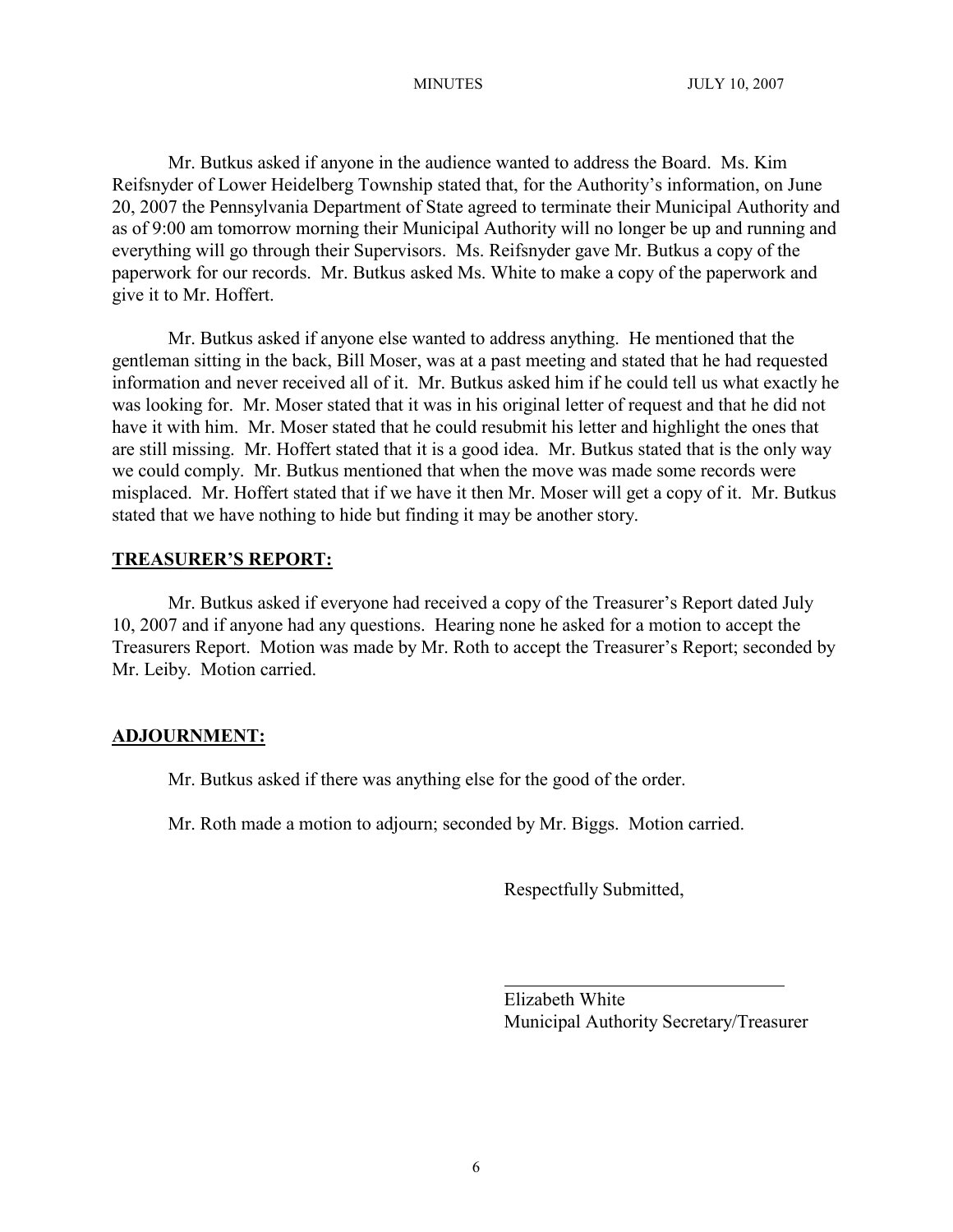Mr. Butkus asked if anyone in the audience wanted to address the Board. Ms. Kim Reifsnyder of Lower Heidelberg Township stated that, for the Authority's information, on June 20, 2007 the Pennsylvania Department of State agreed to terminate their Municipal Authority and as of 9:00 am tomorrow morning their Municipal Authority will no longer be up and running and everything will go through their Supervisors. Ms. Reifsnyder gave Mr. Butkus a copy of the paperwork for our records. Mr. Butkus asked Ms. White to make a copy of the paperwork and give it to Mr. Hoffert.

Mr. Butkus asked if anyone else wanted to address anything. He mentioned that the gentleman sitting in the back, Bill Moser, was at a past meeting and stated that he had requested information and never received all of it. Mr. Butkus asked him if he could tell us what exactly he was looking for. Mr. Moser stated that it was in his original letter of request and that he did not have it with him. Mr. Moser stated that he could resubmit his letter and highlight the ones that are still missing. Mr. Hoffert stated that it is a good idea. Mr. Butkus stated that is the only way we could comply. Mr. Butkus mentioned that when the move was made some records were misplaced. Mr. Hoffert stated that if we have it then Mr. Moser will get a copy of it. Mr. Butkus stated that we have nothing to hide but finding it may be another story.

**TREASURER'S REPORT:**

Mr. Butkus asked if everyone had received a copy of the Treasurer's Report dated July 10, 2007 and if anyone had any questions. Hearing none he asked for a motion to accept the Treasurers Report. Motion was made by Mr. Roth to accept the Treasurer's Report; seconded by Mr. Leiby. Motion carried.

**ADJOURNMENT:**

Mr. Butkus asked if there was anything else for the good of the order.

Mr. Roth made a motion to adjourn; seconded by Mr. Biggs. Motion carried.

Respectfully Submitted,

\_\_\_\_\_\_\_\_\_\_\_\_\_\_\_\_\_\_\_\_\_\_\_\_\_\_\_\_\_\_\_\_

Elizabeth White
Municipal Authority Secretary/Treasurer